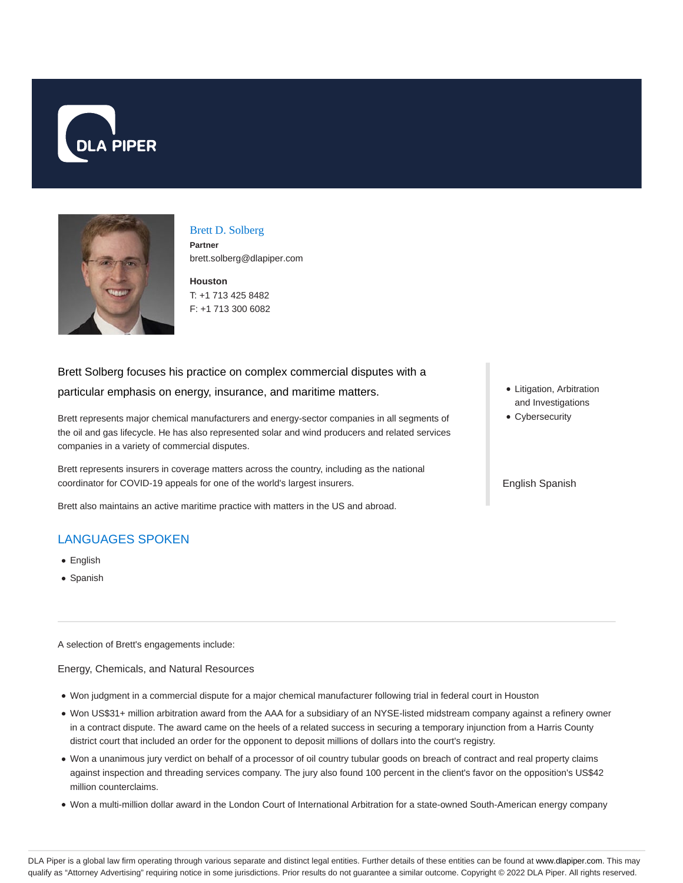DLA PIPER

# Brett D. Solberg

**Partner**

brett.solberg@dlapiper.com

**Houston**

T: +1 713 425 8482

F: +1 713 300 6082

Brett Solberg focuses his practice on complex commercial disputes with a particular emphasis on energy, insurance, and maritime matters.

Brett represents major chemical manufacturers and energy-sector companies in all segments of the oil and gas lifecycle. He has also represented solar and wind producers and related services companies in a variety of commercial disputes.

Brett represents insurers in coverage matters across the country, including as the national coordinator for COVID-19 appeals for one of the world's largest insurers.

Brett also maintains an active maritime practice with matters in the US and abroad.

- Litigation, Arbitration and Investigations
- Cybersecurity

English Spanish

## LANGUAGES SPOKEN

- English
- Spanish

A selection of Brett's engagements include:

Energy, Chemicals, and Natural Resources

- Won judgment in a commercial dispute for a major chemical manufacturer following trial in federal court in Houston
- Won US$31+ million arbitration award from the AAA for a subsidiary of an NYSE-listed midstream company against a refinery owner in a contract dispute. The award came on the heels of a related success in securing a temporary injunction from a Harris County district court that included an order for the opponent to deposit millions of dollars into the court's registry.
- Won a unanimous jury verdict on behalf of a processor of oil country tubular goods on breach of contract and real property claims against inspection and threading services company. The jury also found 100 percent in the client's favor on the opposition's US$42 million counterclaims.
- Won a multi-million dollar award in the London Court of International Arbitration for a state-owned South-American energy company

DLA Piper is a global law firm operating through various separate and distinct legal entities. Further details of these entities can be found at www.dlapiper.com. This may qualify as "Attorney Advertising" requiring notice in some jurisdictions. Prior results do not guarantee a similar outcome. Copyright © 2022 DLA Piper. All rights reserved.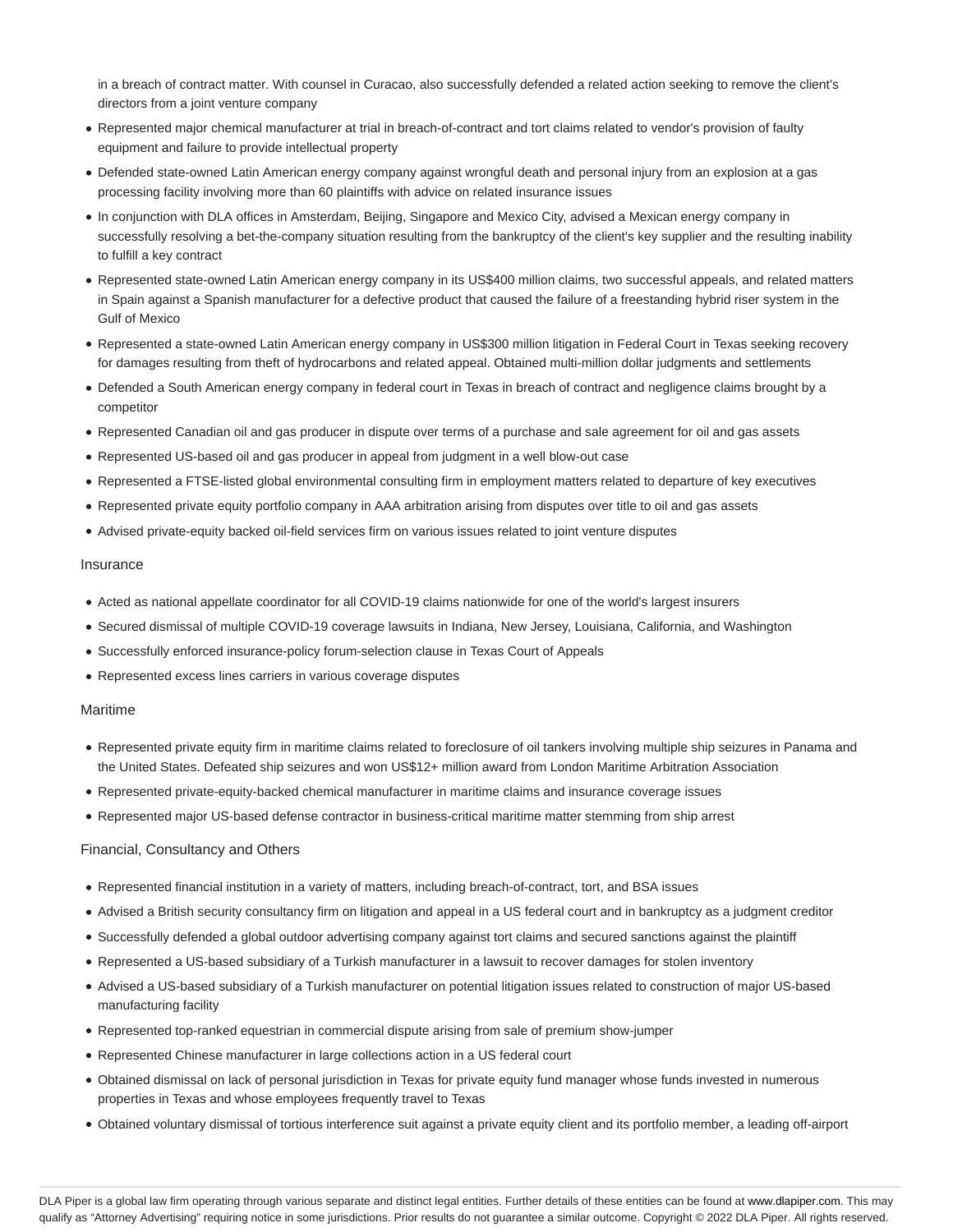in a breach of contract matter. With counsel in Curacao, also successfully defended a related action seeking to remove the client's directors from a joint venture company

- Represented major chemical manufacturer at trial in breach-of-contract and tort claims related to vendor's provision of faulty equipment and failure to provide intellectual property
- Defended state-owned Latin American energy company against wrongful death and personal injury from an explosion at a gas processing facility involving more than 60 plaintiffs with advice on related insurance issues
- In conjunction with DLA offices in Amsterdam, Beijing, Singapore and Mexico City, advised a Mexican energy company in successfully resolving a bet-the-company situation resulting from the bankruptcy of the client's key supplier and the resulting inability to fulfill a key contract
- Represented state-owned Latin American energy company in its US$400 million claims, two successful appeals, and related matters in Spain against a Spanish manufacturer for a defective product that caused the failure of a freestanding hybrid riser system in the Gulf of Mexico
- Represented a state-owned Latin American energy company in US$300 million litigation in Federal Court in Texas seeking recovery for damages resulting from theft of hydrocarbons and related appeal. Obtained multi-million dollar judgments and settlements
- Defended a South American energy company in federal court in Texas in breach of contract and negligence claims brought by a competitor
- Represented Canadian oil and gas producer in dispute over terms of a purchase and sale agreement for oil and gas assets
- Represented US-based oil and gas producer in appeal from judgment in a well blow-out case
- Represented a FTSE-listed global environmental consulting firm in employment matters related to departure of key executives
- Represented private equity portfolio company in AAA arbitration arising from disputes over title to oil and gas assets
- Advised private-equity backed oil-field services firm on various issues related to joint venture disputes

### Insurance

- Acted as national appellate coordinator for all COVID-19 claims nationwide for one of the world's largest insurers
- Secured dismissal of multiple COVID-19 coverage lawsuits in Indiana, New Jersey, Louisiana, California, and Washington
- Successfully enforced insurance-policy forum-selection clause in Texas Court of Appeals
- Represented excess lines carriers in various coverage disputes

### Maritime

- Represented private equity firm in maritime claims related to foreclosure of oil tankers involving multiple ship seizures in Panama and the United States. Defeated ship seizures and won US$12+ million award from London Maritime Arbitration Association
- Represented private-equity-backed chemical manufacturer in maritime claims and insurance coverage issues
- Represented major US-based defense contractor in business-critical maritime matter stemming from ship arrest

### Financial, Consultancy and Others

- Represented financial institution in a variety of matters, including breach-of-contract, tort, and BSA issues
- Advised a British security consultancy firm on litigation and appeal in a US federal court and in bankruptcy as a judgment creditor
- Successfully defended a global outdoor advertising company against tort claims and secured sanctions against the plaintiff
- Represented a US-based subsidiary of a Turkish manufacturer in a lawsuit to recover damages for stolen inventory
- Advised a US-based subsidiary of a Turkish manufacturer on potential litigation issues related to construction of major US-based manufacturing facility
- Represented top-ranked equestrian in commercial dispute arising from sale of premium show-jumper
- Represented Chinese manufacturer in large collections action in a US federal court
- Obtained dismissal on lack of personal jurisdiction in Texas for private equity fund manager whose funds invested in numerous properties in Texas and whose employees frequently travel to Texas
- Obtained voluntary dismissal of tortious interference suit against a private equity client and its portfolio member, a leading off-airport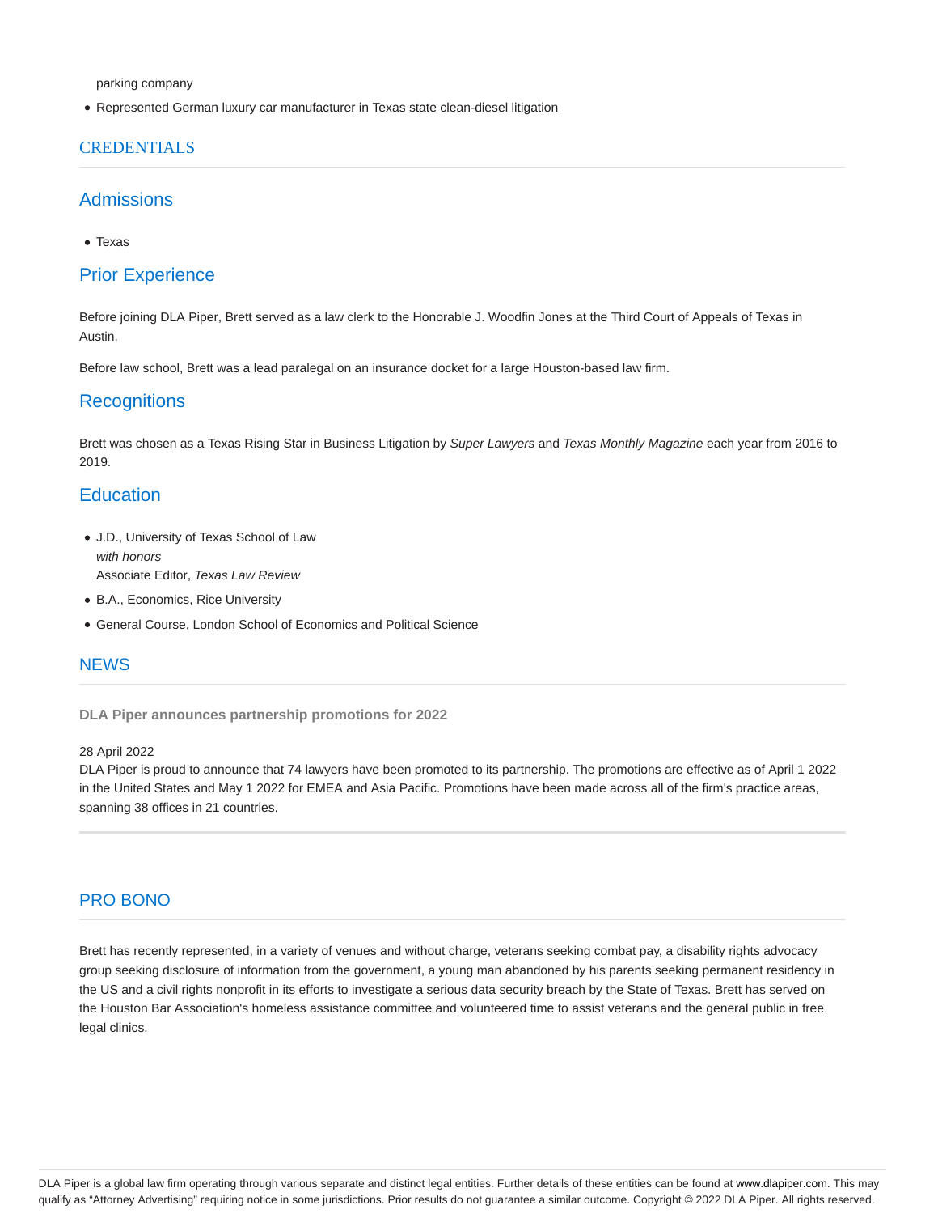parking company

- Represented German luxury car manufacturer in Texas state clean-diesel litigation

## CREDENTIALS

### Admissions

- Texas

### Prior Experience

Before joining DLA Piper, Brett served as a law clerk to the Honorable J. Woodfin Jones at the Third Court of Appeals of Texas in Austin.

Before law school, Brett was a lead paralegal on an insurance docket for a large Houston-based law firm.

### Recognitions

Brett was chosen as a Texas Rising Star in Business Litigation by *Super Lawyers* and *Texas Monthly Magazine* each year from 2016 to 2019.

### Education

- J.D., University of Texas School of Law
  *with honors*
  Associate Editor, *Texas Law Review*
- B.A., Economics, Rice University
- General Course, London School of Economics and Political Science

## NEWS

**DLA Piper announces partnership promotions for 2022**

28 April 2022
DLA Piper is proud to announce that 74 lawyers have been promoted to its partnership. The promotions are effective as of April 1 2022 in the United States and May 1 2022 for EMEA and Asia Pacific. Promotions have been made across all of the firm's practice areas, spanning 38 offices in 21 countries.

## PRO BONO

Brett has recently represented, in a variety of venues and without charge, veterans seeking combat pay, a disability rights advocacy group seeking disclosure of information from the government, a young man abandoned by his parents seeking permanent residency in the US and a civil rights nonprofit in its efforts to investigate a serious data security breach by the State of Texas. Brett has served on the Houston Bar Association's homeless assistance committee and volunteered time to assist veterans and the general public in free legal clinics.

DLA Piper is a global law firm operating through various separate and distinct legal entities. Further details of these entities can be found at www.dlapiper.com. This may qualify as "Attorney Advertising" requiring notice in some jurisdictions. Prior results do not guarantee a similar outcome. Copyright © 2022 DLA Piper. All rights reserved.